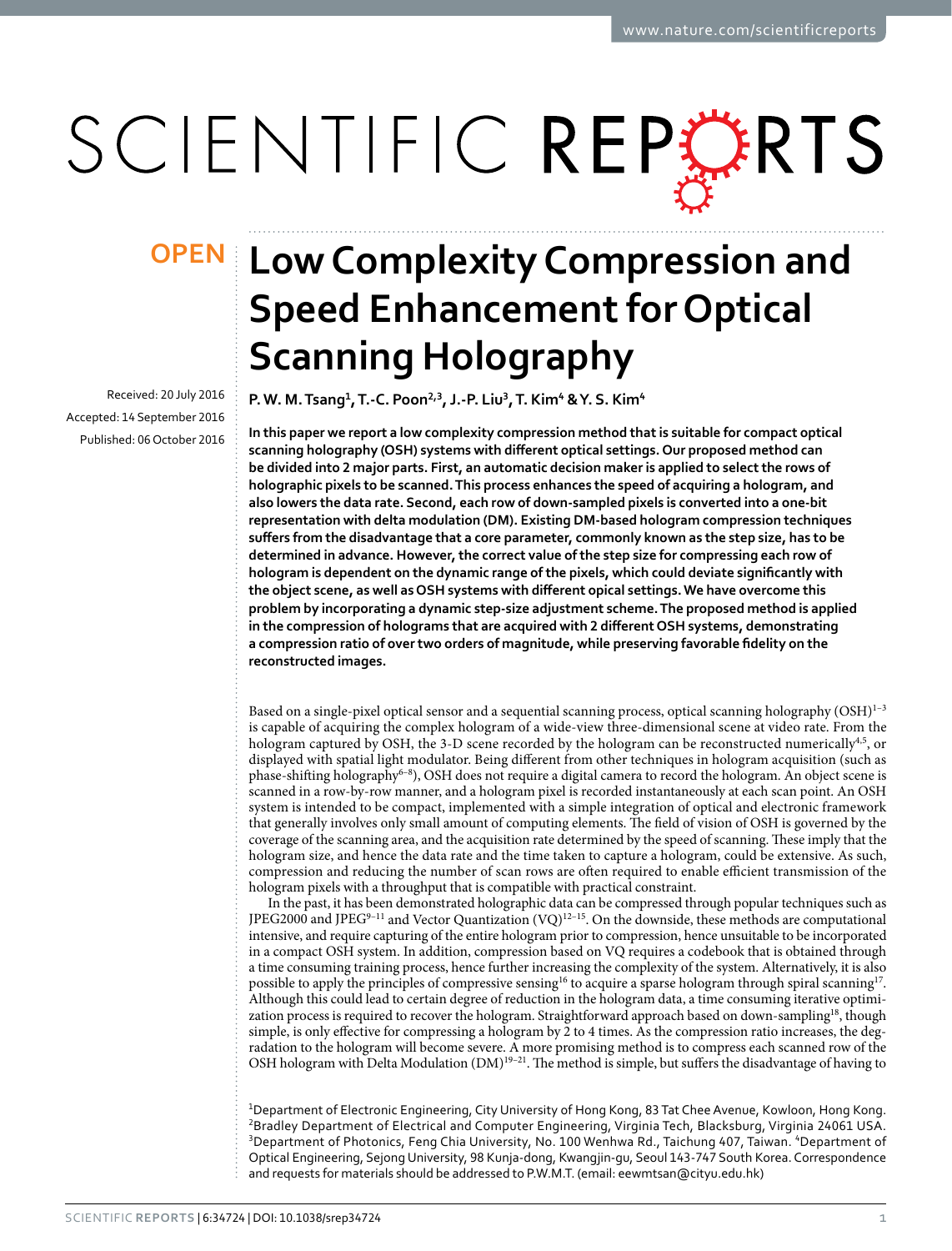# Low Complexity Compression and Speed Enhancement for Optical Scanning Holography

**OPEN**

Received: 20 July 2016
Accepted: 14 September 2016
Published: 06 October 2016

**P. W. M. Tsang[1], T.-C. Poon[2,3], J.-P. Liu[3], T. Kim[4] & Y. S. Kim[4]**

**In this paper we report a low complexity compression method that is suitable for compact optical scanning holography (OSH) systems with different optical settings. Our proposed method can be divided into 2 major parts. First, an automatic decision maker is applied to select the rows of holographic pixels to be scanned. This process enhances the speed of acquiring a hologram, and also lowers the data rate. Second, each row of down-sampled pixels is converted into a one-bit representation with delta modulation (DM). Existing DM-based hologram compression techniques suffers from the disadvantage that a core parameter, commonly known as the step size, has to be determined in advance. However, the correct value of the step size for compressing each row of hologram is dependent on the dynamic range of the pixels, which could deviate significantly with the object scene, as well as OSH systems with different opical settings. We have overcome this problem by incorporating a dynamic step-size adjustment scheme. The proposed method is applied in the compression of holograms that are acquired with 2 different OSH systems, demonstrating a compression ratio of over two orders of magnitude, while preserving favorable fidelity on the reconstructed images.**

Based on a single-pixel optical sensor and a sequential scanning process, optical scanning holography (OSH)[1–3] is capable of acquiring the complex hologram of a wide-view three-dimensional scene at video rate. From the hologram captured by OSH, the 3-D scene recorded by the hologram can be reconstructed numerically[4,5], or displayed with spatial light modulator. Being different from other techniques in hologram acquisition (such as phase-shifting holography[6–8]), OSH does not require a digital camera to record the hologram. An object scene is scanned in a row-by-row manner, and a hologram pixel is recorded instantaneously at each scan point. An OSH system is intended to be compact, implemented with a simple integration of optical and electronic framework that generally involves only small amount of computing elements. The field of vision of OSH is governed by the coverage of the scanning area, and the acquisition rate determined by the speed of scanning. These imply that the hologram size, and hence the data rate and the time taken to capture a hologram, could be extensive. As such, compression and reducing the number of scan rows are often required to enable efficient transmission of the hologram pixels with a throughput that is compatible with practical constraint.

In the past, it has been demonstrated holographic data can be compressed through popular techniques such as JPEG2000 and JPEG[9–11] and Vector Quantization (VQ)[12–15]. On the downside, these methods are computational intensive, and require capturing of the entire hologram prior to compression, hence unsuitable to be incorporated in a compact OSH system. In addition, compression based on VQ requires a codebook that is obtained through a time consuming training process, hence further increasing the complexity of the system. Alternatively, it is also possible to apply the principles of compressive sensing[16] to acquire a sparse hologram through spiral scanning[17]. Although this could lead to certain degree of reduction in the hologram data, a time consuming iterative optimization process is required to recover the hologram. Straightforward approach based on down-sampling[18], though simple, is only effective for compressing a hologram by 2 to 4 times. As the compression ratio increases, the degradation to the hologram will become severe. A more promising method is to compress each scanned row of the OSH hologram with Delta Modulation (DM)[19–21]. The method is simple, but suffers the disadvantage of having to

[1]Department of Electronic Engineering, City University of Hong Kong, 83 Tat Chee Avenue, Kowloon, Hong Kong. [2]Bradley Department of Electrical and Computer Engineering, Virginia Tech, Blacksburg, Virginia 24061 USA. [3]Department of Photonics, Feng Chia University, No. 100 Wenhwa Rd., Taichung 407, Taiwan. [4]Department of Optical Engineering, Sejong University, 98 Kunja-dong, Kwangjin-gu, Seoul 143-747 South Korea. Correspondence and requests for materials should be addressed to P.W.M.T. (email: eewmtsan@cityu.edu.hk)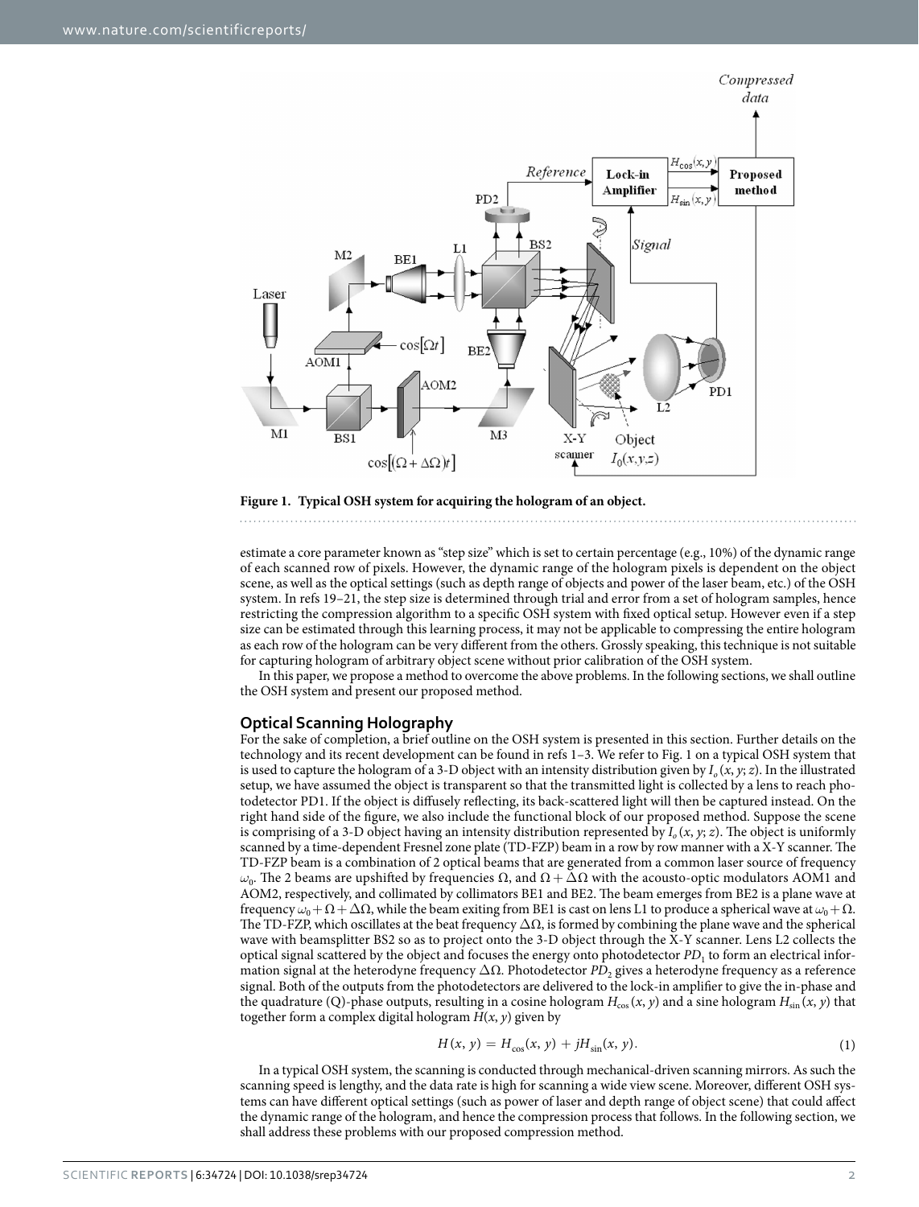**Figure 1. Typical OSH system for acquiring the hologram of an object.**

estimate a core parameter known as "step size" which is set to certain percentage (e.g., 10%) of the dynamic range of each scanned row of pixels. However, the dynamic range of the hologram pixels is dependent on the object scene, as well as the optical settings (such as depth range of objects and power of the laser beam, etc.) of the OSH system. In refs 19–21, the step size is determined through trial and error from a set of hologram samples, hence restricting the compression algorithm to a specific OSH system with fixed optical setup. However even if a step size can be estimated through this learning process, it may not be applicable to compressing the entire hologram as each row of the hologram can be very different from the others. Grossly speaking, this technique is not suitable for capturing hologram of arbitrary object scene without prior calibration of the OSH system.

In this paper, we propose a method to overcome the above problems. In the following sections, we shall outline the OSH system and present our proposed method.

## Optical Scanning Holography

For the sake of completion, a brief outline on the OSH system is presented in this section. Further details on the technology and its recent development can be found in refs 1–3. We refer to Fig. 1 on a typical OSH system that is used to capture the hologram of a 3-D object with an intensity distribution given by $I_o(x, y; z)$. In the illustrated setup, we have assumed the object is transparent so that the transmitted light is collected by a lens to reach photodetector PD1. If the object is diffusely reflecting, its back-scattered light will then be captured instead. On the right hand side of the figure, we also include the functional block of our proposed method. Suppose the scene is comprising of a 3-D object having an intensity distribution represented by $I_o(x, y; z)$. The object is uniformly scanned by a time-dependent Fresnel zone plate (TD-FZP) beam in a row by row manner with a X-Y scanner. The TD-FZP beam is a combination of 2 optical beams that are generated from a common laser source of frequency $\omega_0$. The 2 beams are upshifted by frequencies $\Omega$, and $\Omega + \Delta\Omega$ with the acousto-optic modulators AOM1 and AOM2, respectively, and collimated by collimators BE1 and BE2. The beam emerges from BE2 is a plane wave at frequency $\omega_0 + \Omega + \Delta\Omega$, while the beam exiting from BE1 is cast on lens L1 to produce a spherical wave at $\omega_0 + \Omega$. The TD-FZP, which oscillates at the beat frequency $\Delta\Omega$, is formed by combining the plane wave and the spherical wave with beamsplitter BS2 so as to project onto the 3-D object through the X-Y scanner. Lens L2 collects the optical signal scattered by the object and focuses the energy onto photodetector $PD_1$ to form an electrical information signal at the heterodyne frequency $\Delta\Omega$. Photodetector $PD_2$ gives a heterodyne frequency as a reference signal. Both of the outputs from the photodetectors are delivered to the lock-in amplifier to give the in-phase and the quadrature (Q)-phase outputs, resulting in a cosine hologram $H_{\cos}(x, y)$ and a sine hologram $H_{\sin}(x, y)$ that together form a complex digital hologram $H(x, y)$ given by

$$H(x, y) = H_{\cos}(x, y) + jH_{\sin}(x, y). \tag{1}$$

In a typical OSH system, the scanning is conducted through mechanical-driven scanning mirrors. As such the scanning speed is lengthy, and the data rate is high for scanning a wide view scene. Moreover, different OSH systems can have different optical settings (such as power of laser and depth range of object scene) that could affect the dynamic range of the hologram, and hence the compression process that follows. In the following section, we shall address these problems with our proposed compression method.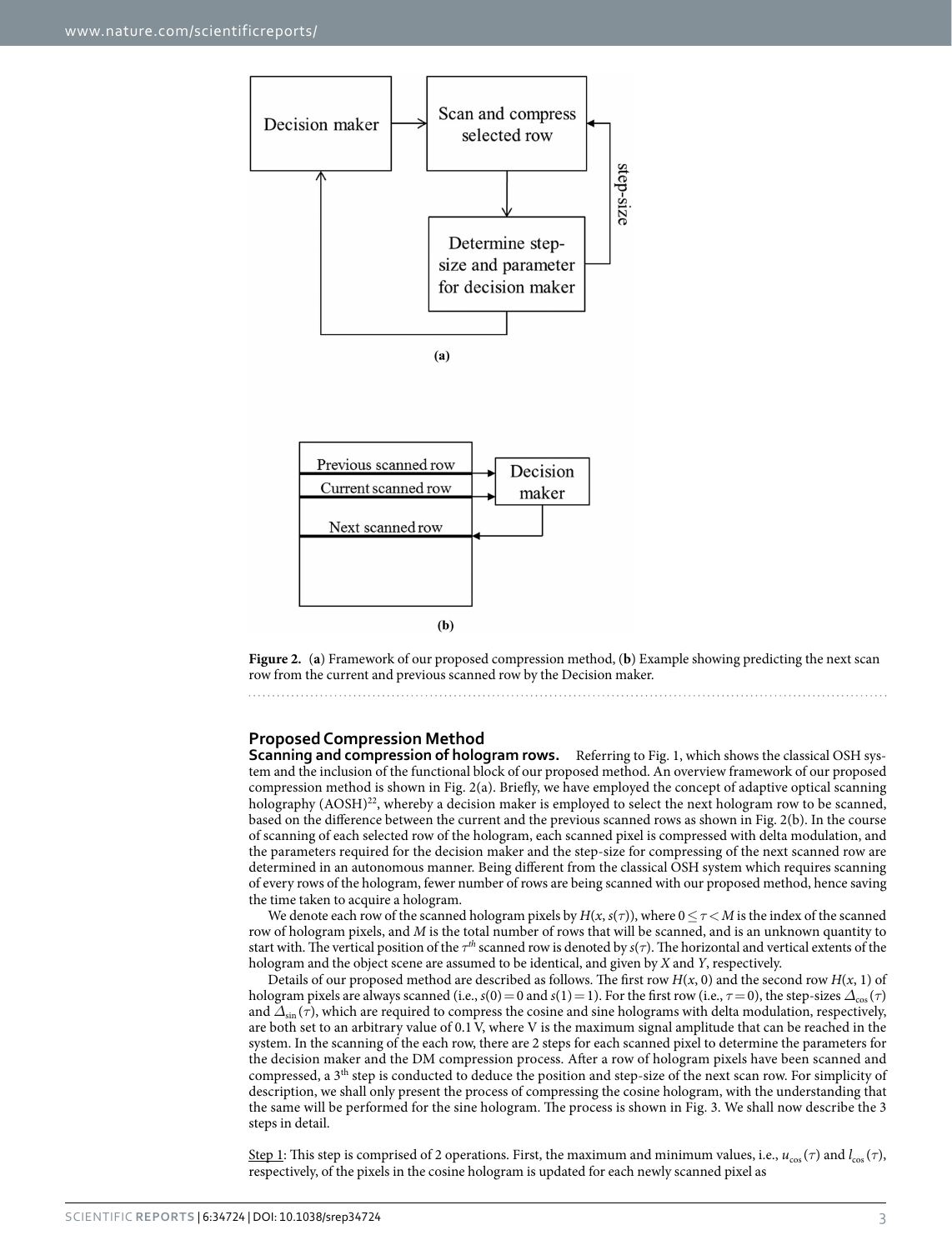**Figure 2.** (**a**) Framework of our proposed compression method, (**b**) Example showing predicting the next scan row from the current and previous scanned row by the Decision maker.

## Proposed Compression Method

**Scanning and compression of hologram rows.** Referring to Fig. 1, which shows the classical OSH system and the inclusion of the functional block of our proposed method. An overview framework of our proposed compression method is shown in Fig. 2(a). Briefly, we have employed the concept of adaptive optical scanning holography (AOSH)[22], whereby a decision maker is employed to select the next hologram row to be scanned, based on the difference between the current and the previous scanned rows as shown in Fig. 2(b). In the course of scanning of each selected row of the hologram, each scanned pixel is compressed with delta modulation, and the parameters required for the decision maker and the step-size for compressing of the next scanned row are determined in an autonomous manner. Being different from the classical OSH system which requires scanning of every rows of the hologram, fewer number of rows are being scanned with our proposed method, hence saving the time taken to acquire a hologram.

We denote each row of the scanned hologram pixels by $H(x, s(\tau))$, where $0 \leq \tau < M$ is the index of the scanned row of hologram pixels, and $M$ is the total number of rows that will be scanned, and is an unknown quantity to start with. The vertical position of the $\tau^{th}$ scanned row is denoted by $s(\tau)$. The horizontal and vertical extents of the hologram and the object scene are assumed to be identical, and given by $X$ and $Y$, respectively.

Details of our proposed method are described as follows. The first row $H(x, 0)$ and the second row $H(x, 1)$ of hologram pixels are always scanned (i.e., $s(0) = 0$ and $s(1) = 1$). For the first row (i.e., $\tau = 0$), the step-sizes $\Delta_{\cos}(\tau)$ and $\Delta_{\sin}(\tau)$, which are required to compress the cosine and sine holograms with delta modulation, respectively, are both set to an arbitrary value of 0.1 V, where V is the maximum signal amplitude that can be reached in the system. In the scanning of the each row, there are 2 steps for each scanned pixel to determine the parameters for the decision maker and the DM compression process. After a row of hologram pixels have been scanned and compressed, a 3[th] step is conducted to deduce the position and step-size of the next scan row. For simplicity of description, we shall only present the process of compressing the cosine hologram, with the understanding that the same will be performed for the sine hologram. The process is shown in Fig. 3. We shall now describe the 3 steps in detail.

Step 1: This step is comprised of 2 operations. First, the maximum and minimum values, i.e., $u_{\cos}(\tau)$ and $l_{\cos}(\tau)$, respectively, of the pixels in the cosine hologram is updated for each newly scanned pixel as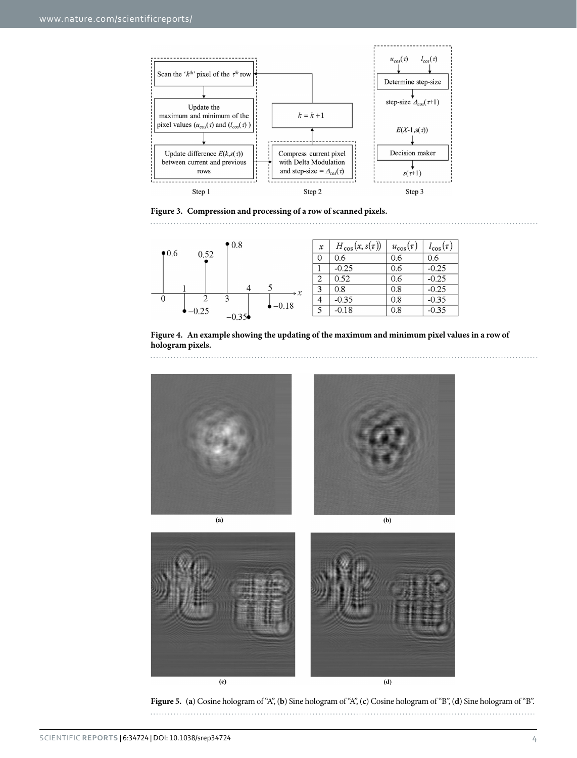**Figure 3.** Compression and processing of a row of scanned pixels.

| $x$ | $H_{\cos}(x, s(\tau))$ | $u_{\cos}(\tau)$ | $l_{\cos}(\tau)$ |
|---|---|---|---|
| 0 | 0.6 | 0.6 | 0.6 |
| 1 | -0.25 | 0.6 | -0.25 |
| 2 | 0.52 | 0.6 | -0.25 |
| 3 | 0.8 | 0.8 | -0.25 |
| 4 | -0.35 | 0.8 | -0.35 |
| 5 | -0.18 | 0.8 | -0.35 |

**Figure 4.** An example showing the updating of the maximum and minimum pixel values in a row of hologram pixels.

**Figure 5.** (**a**) Cosine hologram of "A", (**b**) Sine hologram of "A", (**c**) Cosine hologram of "B", (**d**) Sine hologram of "B".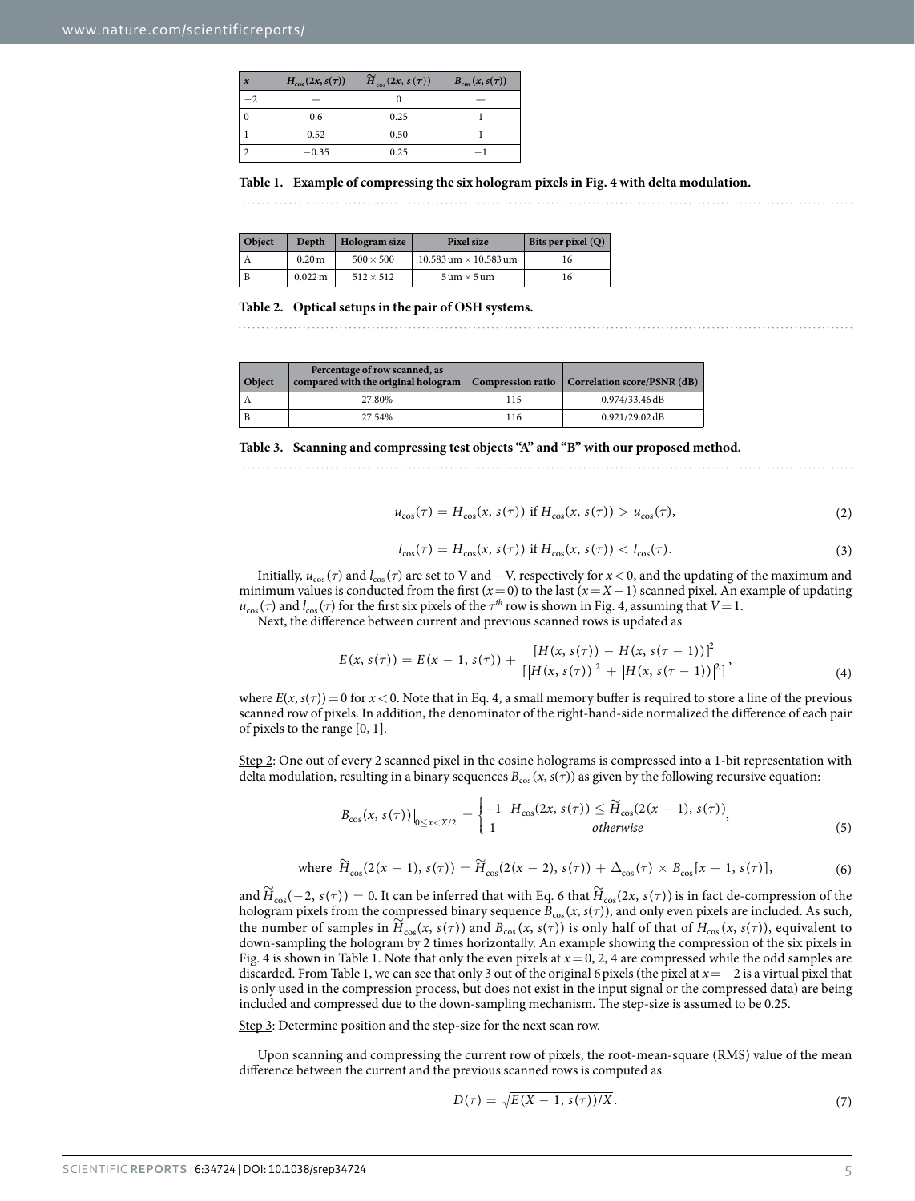| $x$ | $H_{\cos}(2x, s(\tau))$ | $\widetilde{H}_{\cos}(2x, s(\tau))$ | $B_{\cos}(x, s(\tau))$ |
|---|---|---|---|
| −2 | — | 0 | — |
| 0 | 0.6 | 0.25 | 1 |
| 1 | 0.52 | 0.50 | 1 |
| 2 | −0.35 | 0.25 | −1 |

**Table 1. Example of compressing the six hologram pixels in Fig. 4 with delta modulation.**

| Object | Depth | Hologram size | Pixel size | Bits per pixel (Q) |
|---|---|---|---|---|
| A | 0.20 m | 500 × 500 | 10.583 um × 10.583 um | 16 |
| B | 0.022 m | 512 × 512 | 5 um × 5 um | 16 |

**Table 2. Optical setups in the pair of OSH systems.**

| Object | Percentage of row scanned, as compared with the original hologram | Compression ratio | Correlation score/PSNR (dB) |
|---|---|---|---|
| A | 27.80% | 115 | 0.974/33.46 dB |
| B | 27.54% | 116 | 0.921/29.02 dB |

**Table 3. Scanning and compressing test objects "A" and "B" with our proposed method.**

$$u_{\cos}(\tau) = H_{\cos}(x, s(\tau)) \text{ if } H_{\cos}(x, s(\tau)) > u_{\cos}(\tau), \tag{2}$$

$$l_{\cos}(\tau) = H_{\cos}(x, s(\tau)) \text{ if } H_{\cos}(x, s(\tau)) < l_{\cos}(\tau). \tag{3}$$

Initially, $u_{\cos}(\tau)$ and $l_{\cos}(\tau)$ are set to V and −V, respectively for $x < 0$, and the updating of the maximum and minimum values is conducted from the first ($x = 0$) to the last ($x = X - 1$) scanned pixel. An example of updating $u_{\cos}(\tau)$ and $l_{\cos}(\tau)$ for the first six pixels of the $\tau^{th}$ row is shown in Fig. 4, assuming that $V = 1$.

Next, the difference between current and previous scanned rows is updated as

$$E(x, s(\tau)) = E(x-1, s(\tau)) + \frac{[H(x, s(\tau)) - H(x, s(\tau-1))]^2}{[|H(x, s(\tau))|^2 + |H(x, s(\tau-1))|^2]}, \tag{4}$$

where $E(x, s(\tau)) = 0$ for $x < 0$. Note that in Eq. 4, a small memory buffer is required to store a line of the previous scanned row of pixels. In addition, the denominator of the right-hand-side normalized the difference of each pair of pixels to the range [0, 1].

Step 2: One out of every 2 scanned pixel in the cosine holograms is compressed into a 1-bit representation with delta modulation, resulting in a binary sequences $B_{\cos}(x, s(\tau))$ as given by the following recursive equation:

$$B_{\cos}(x, s(\tau))|_{0 \le x < X/2} = \begin{cases} -1 & H_{\cos}(2x, s(\tau)) \le \widetilde{H}_{\cos}(2(x-1), s(\tau)) \\ 1 & otherwise \end{cases}, \tag{5}$$

$$\text{where } \widetilde{H}_{\cos}(2(x-1), s(\tau)) = \widetilde{H}_{\cos}(2(x-2), s(\tau)) + \Delta_{\cos}(\tau) \times B_{\cos}[x-1, s(\tau)], \tag{6}$$

and $\widetilde{H}_{\cos}(-2, s(\tau)) = 0$. It can be inferred that with Eq. 6 that $\widetilde{H}_{\cos}(2x, s(\tau))$ is in fact de-compression of the hologram pixels from the compressed binary sequence $B_{\cos}(x, s(\tau))$, and only even pixels are included. As such, the number of samples in $\widetilde{H}_{\cos}(x, s(\tau))$ and $B_{\cos}(x, s(\tau))$ is only half of that of $H_{\cos}(x, s(\tau))$, equivalent to down-sampling the hologram by 2 times horizontally. An example showing the compression of the six pixels in Fig. 4 is shown in Table 1. Note that only the even pixels at $x = 0, 2, 4$ are compressed while the odd samples are discarded. From Table 1, we can see that only 3 out of the original 6 pixels (the pixel at $x = -2$ is a virtual pixel that is only used in the compression process, but does not exist in the input signal or the compressed data) are being included and compressed due to the down-sampling mechanism. The step-size is assumed to be 0.25.

Step 3: Determine position and the step-size for the next scan row.

Upon scanning and compressing the current row of pixels, the root-mean-square (RMS) value of the mean difference between the current and the previous scanned rows is computed as

$$D(\tau) = \sqrt{E(X-1, s(\tau))/X}. \tag{7}$$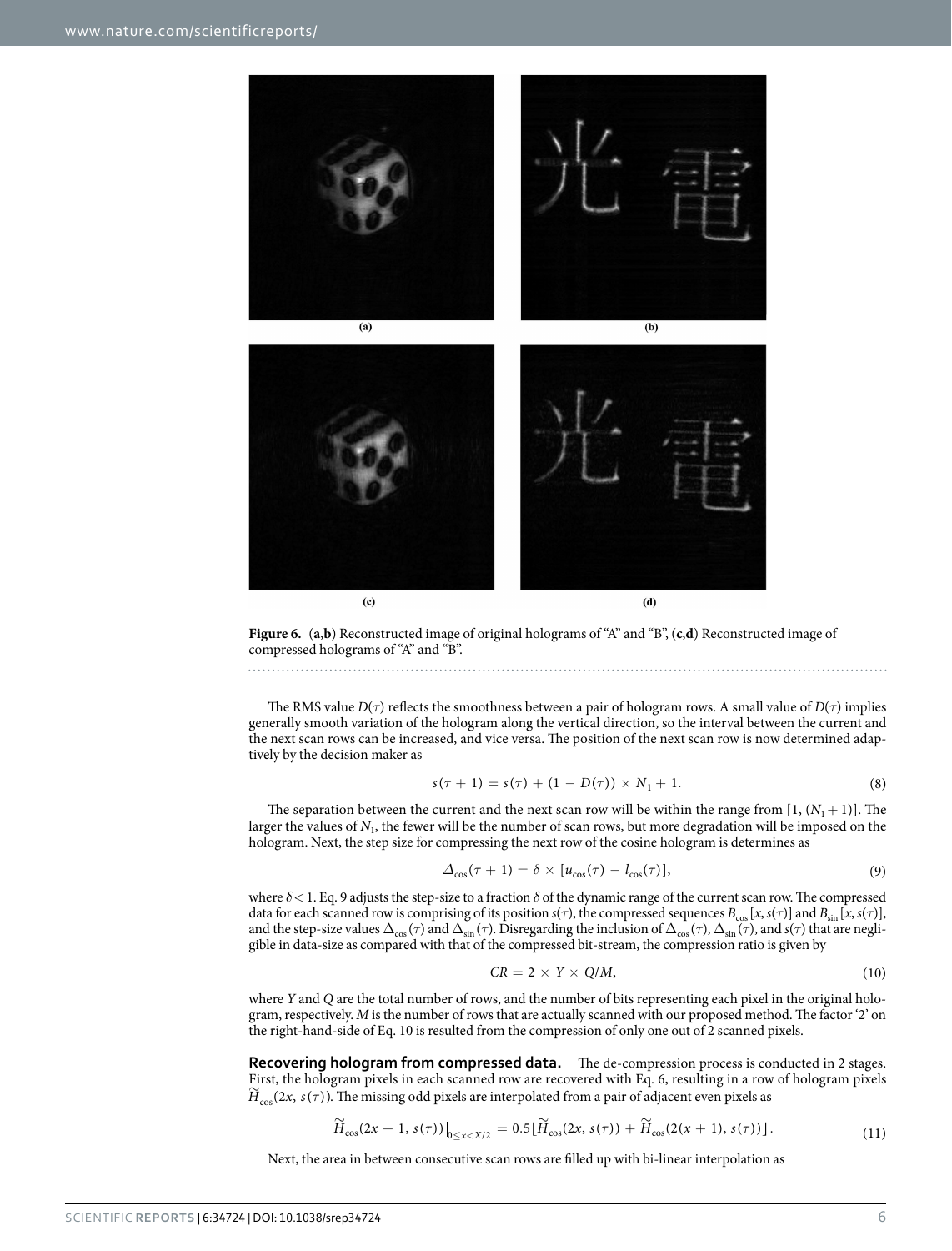**Figure 6.** (**a**,**b**) Reconstructed image of original holograms of "A" and "B", (**c**,**d**) Reconstructed image of compressed holograms of "A" and "B".

The RMS value $D(\tau)$ reflects the smoothness between a pair of hologram rows. A small value of $D(\tau)$ implies generally smooth variation of the hologram along the vertical direction, so the interval between the current and the next scan rows can be increased, and vice versa. The position of the next scan row is now determined adaptively by the decision maker as

$$s(\tau + 1) = s(\tau) + (1 - D(\tau)) \times N_1 + 1. \tag{8}$$

The separation between the current and the next scan row will be within the range from $[1, (N_1 + 1)]$. The larger the values of $N_1$, the fewer will be the number of scan rows, but more degradation will be imposed on the hologram. Next, the step size for compressing the next row of the cosine hologram is determines as

$$\Delta_{\cos}(\tau + 1) = \delta \times [u_{\cos}(\tau) - l_{\cos}(\tau)], \tag{9}$$

where $\delta < 1$. Eq. 9 adjusts the step-size to a fraction $\delta$ of the dynamic range of the current scan row. The compressed data for each scanned row is comprising of its position $s(\tau)$, the compressed sequences $B_{\cos}[x, s(\tau)]$ and $B_{\sin}[x, s(\tau)]$, and the step-size values $\Delta_{\cos}(\tau)$ and $\Delta_{\sin}(\tau)$. Disregarding the inclusion of $\Delta_{\cos}(\tau)$, $\Delta_{\sin}(\tau)$, and $s(\tau)$ that are negligible in data-size as compared with that of the compressed bit-stream, the compression ratio is given by

$$CR = 2 \times Y \times Q/M, \tag{10}$$

where $Y$ and $Q$ are the total number of rows, and the number of bits representing each pixel in the original hologram, respectively. $M$ is the number of rows that are actually scanned with our proposed method. The factor '2' on the right-hand-side of Eq. 10 is resulted from the compression of only one out of 2 scanned pixels.

**Recovering hologram from compressed data.** The de-compression process is conducted in 2 stages. First, the hologram pixels in each scanned row are recovered with Eq. 6, resulting in a row of hologram pixels $\widetilde{H}_{\cos}(2x, s(\tau))$. The missing odd pixels are interpolated from a pair of adjacent even pixels as

$$\widetilde{H}_{\cos}(2x + 1, s(\tau))\big|_{0 \le x < X/2} = 0.5\lfloor \widetilde{H}_{\cos}(2x, s(\tau)) + \widetilde{H}_{\cos}(2(x + 1), s(\tau)) \rfloor. \tag{11}$$

Next, the area in between consecutive scan rows are filled up with bi-linear interpolation as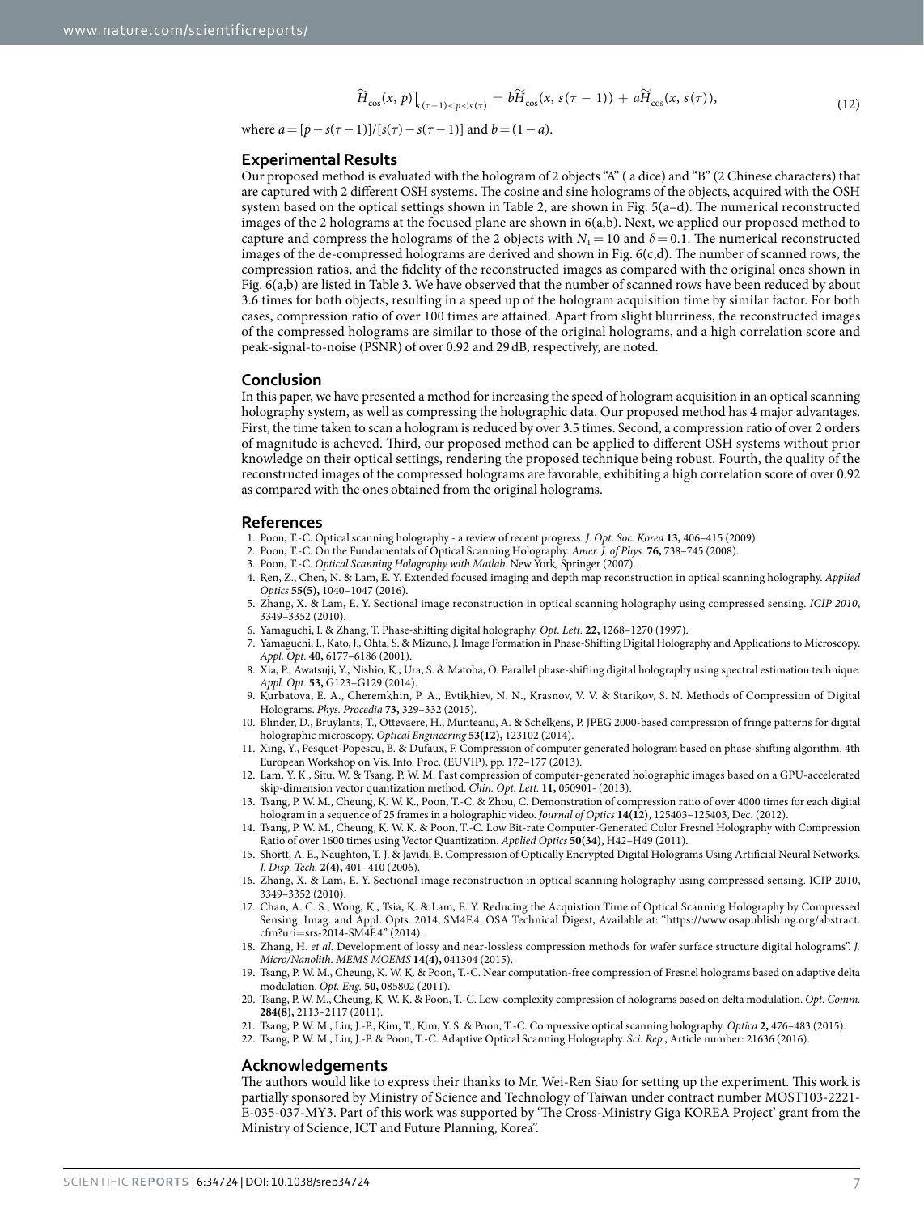$$\widetilde{H}_{\cos}(x, p)\big|_{s(\tau-1)<p<s(\tau)} = b\widetilde{H}_{\cos}(x, s(\tau-1)) + a\widetilde{H}_{\cos}(x, s(\tau)), \tag{12}$$

where $a = [p - s(\tau - 1)]/[s(\tau) - s(\tau - 1)]$ and $b = (1 - a)$.

## Experimental Results

Our proposed method is evaluated with the hologram of 2 objects "A" ( a dice) and "B" (2 Chinese characters) that are captured with 2 different OSH systems. The cosine and sine holograms of the objects, acquired with the OSH system based on the optical settings shown in Table 2, are shown in Fig. 5(a–d). The numerical reconstructed images of the 2 holograms at the focused plane are shown in 6(a,b). Next, we applied our proposed method to capture and compress the holograms of the 2 objects with $N_1 = 10$ and $\delta = 0.1$. The numerical reconstructed images of the de-compressed holograms are derived and shown in Fig. 6(c,d). The number of scanned rows, the compression ratios, and the fidelity of the reconstructed images as compared with the original ones shown in Fig. 6(a,b) are listed in Table 3. We have observed that the number of scanned rows have been reduced by about 3.6 times for both objects, resulting in a speed up of the hologram acquisition time by similar factor. For both cases, compression ratio of over 100 times are attained. Apart from slight blurriness, the reconstructed images of the compressed holograms are similar to those of the original holograms, and a high correlation score and peak-signal-to-noise (PSNR) of over 0.92 and 29 dB, respectively, are noted.

## Conclusion

In this paper, we have presented a method for increasing the speed of hologram acquisition in an optical scanning holography system, as well as compressing the holographic data. Our proposed method has 4 major advantages. First, the time taken to scan a hologram is reduced by over 3.5 times. Second, a compression ratio of over 2 orders of magnitude is acheved. Third, our proposed method can be applied to different OSH systems without prior knowledge on their optical settings, rendering the proposed technique being robust. Fourth, the quality of the reconstructed images of the compressed holograms are favorable, exhibiting a high correlation score of over 0.92 as compared with the ones obtained from the original holograms.

## References

1. Poon, T.-C. Optical scanning holography - a review of recent progress. *J. Opt. Soc. Korea* **13,** 406–415 (2009).
2. Poon, T.-C. On the Fundamentals of Optical Scanning Holography. *Amer. J. of Phys.* **76,** 738–745 (2008).
3. Poon, T.-C. *Optical Scanning Holography with Matlab*. New York, Springer (2007).
4. Ren, Z., Chen, N. & Lam, E. Y. Extended focused imaging and depth map reconstruction in optical scanning holography. *Applied Optics* **55(5),** 1040–1047 (2016).
5. Zhang, X. & Lam, E. Y. Sectional image reconstruction in optical scanning holography using compressed sensing. *ICIP 2010*, 3349–3352 (2010).
6. Yamaguchi, I. & Zhang, T. Phase-shifting digital holography. *Opt. Lett.* **22,** 1268–1270 (1997).
7. Yamaguchi, I., Kato, J., Ohta, S. & Mizuno, J. Image Formation in Phase-Shifting Digital Holography and Applications to Microscopy. *Appl. Opt.* **40,** 6177–6186 (2001).
8. Xia, P., Awatsuji, Y., Nishio, K., Ura, S. & Matoba, O. Parallel phase-shifting digital holography using spectral estimation technique. *Appl. Opt.* **53,** G123–G129 (2014).
9. Kurbatova, E. A., Cheremkhin, P. A., Evtikhiev, N. N., Krasnov, V. V. & Starikov, S. N. Methods of Compression of Digital Holograms. *Phys. Procedia* **73,** 329–332 (2015).
10. Blinder, D., Bruylants, T., Ottevaere, H., Munteanu, A. & Schelkens, P. JPEG 2000-based compression of fringe patterns for digital holographic microscopy. *Optical Engineering* **53(12),** 123102 (2014).
11. Xing, Y., Pesquet-Popescu, B. & Dufaux, F. Compression of computer generated hologram based on phase-shifting algorithm. 4th European Workshop on Vis. Info. Proc. (EUVIP), pp. 172–177 (2013).
12. Lam, Y. K., Situ, W. & Tsang, P. W. M. Fast compression of computer-generated holographic images based on a GPU-accelerated skip-dimension vector quantization method. *Chin. Opt. Lett.* **11,** 050901- (2013).
13. Tsang, P. W. M., Cheung, K. W. K., Poon, T.-C. & Zhou, C. Demonstration of compression ratio of over 4000 times for each digital hologram in a sequence of 25 frames in a holographic video. *Journal of Optics* **14(12),** 125403–125403, Dec. (2012).
14. Tsang, P. W. M., Cheung, K. W. K. & Poon, T.-C. Low Bit-rate Computer-Generated Color Fresnel Holography with Compression Ratio of over 1600 times using Vector Quantization. *Applied Optics* **50(34),** H42–H49 (2011).
15. Shortt, A. E., Naughton, T. J. & Javidi, B. Compression of Optically Encrypted Digital Holograms Using Artificial Neural Networks. *J. Disp. Tech.* **2(4),** 401–410 (2006).
16. Zhang, X. & Lam, E. Y. Sectional image reconstruction in optical scanning holography using compressed sensing. ICIP 2010, 3349–3352 (2010).
17. Chan, A. C. S., Wong, K., Tsia, K. & Lam, E. Y. Reducing the Acquistion Time of Optical Scanning Holography by Compressed Sensing. Imag. and Appl. Opts. 2014, SM4F.4. OSA Technical Digest, Available at: "https://www.osapublishing.org/abstract.cfm?uri=srs-2014-SM4F.4" (2014).
18. Zhang, H. *et al.* Development of lossy and near-lossless compression methods for wafer surface structure digital holograms". *J. Micro/Nanolith. MEMS MOEMS* **14(4),** 041304 (2015).
19. Tsang, P. W. M., Cheung, K. W. K. & Poon, T.-C. Near computation-free compression of Fresnel holograms based on adaptive delta modulation. *Opt. Eng.* **50,** 085802 (2011).
20. Tsang, P. W. M., Cheung, K. W. K. & Poon, T.-C. Low-complexity compression of holograms based on delta modulation. *Opt. Comm.* **284(8),** 2113–2117 (2011).
21. Tsang, P. W. M., Liu, J.-P., Kim, T., Kim, Y. S. & Poon, T.-C. Compressive optical scanning holography. *Optica* **2,** 476–483 (2015).
22. Tsang, P. W. M., Liu, J.-P. & Poon, T.-C. Adaptive Optical Scanning Holography. *Sci. Rep.*, Article number: 21636 (2016).

## Acknowledgements

The authors would like to express their thanks to Mr. Wei-Ren Siao for setting up the experiment. This work is partially sponsored by Ministry of Science and Technology of Taiwan under contract number MOST103-2221-E-035-037-MY3. Part of this work was supported by 'The Cross-Ministry Giga KOREA Project' grant from the Ministry of Science, ICT and Future Planning, Korea".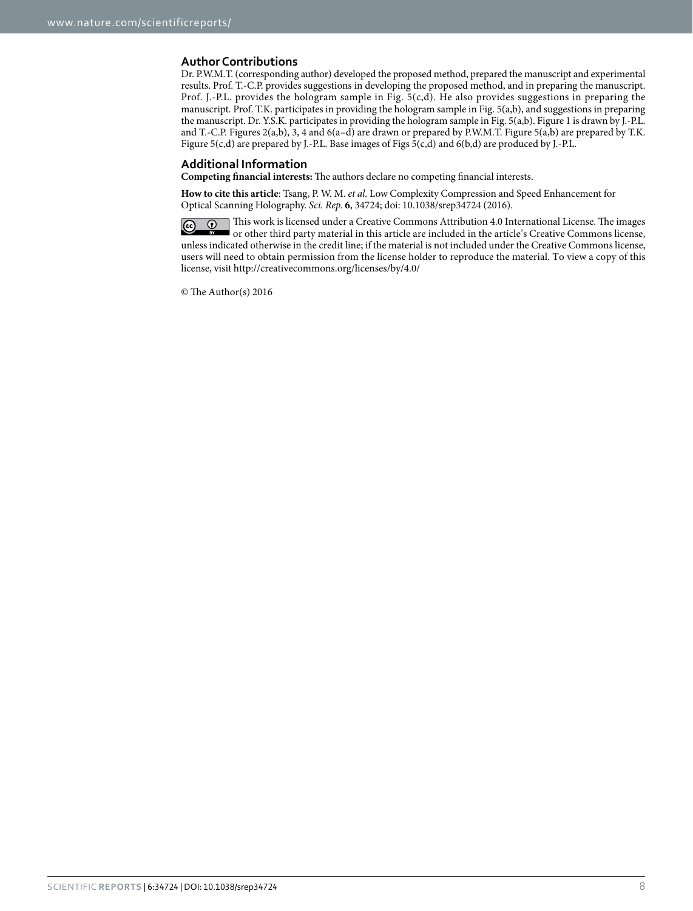## Author Contributions

Dr. P.W.M.T. (corresponding author) developed the proposed method, prepared the manuscript and experimental results. Prof. T.-C.P. provides suggestions in developing the proposed method, and in preparing the manuscript. Prof. J.-P.L. provides the hologram sample in Fig. 5(c,d). He also provides suggestions in preparing the manuscript. Prof. T.K. participates in providing the hologram sample in Fig. 5(a,b), and suggestions in preparing the manuscript. Dr. Y.S.K. participates in providing the hologram sample in Fig. 5(a,b). Figure 1 is drawn by J.-P.L. and T.-C.P. Figures 2(a,b), 3, 4 and 6(a–d) are drawn or prepared by P.W.M.T. Figure 5(a,b) are prepared by T.K. Figure 5(c,d) are prepared by J.-P.L. Base images of Figs 5(c,d) and 6(b,d) are produced by J.-P.L.

## Additional Information

**Competing financial interests:** The authors declare no competing financial interests.

**How to cite this article**: Tsang, P. W. M. *et al.* Low Complexity Compression and Speed Enhancement for Optical Scanning Holography. *Sci. Rep.* **6**, 34724; doi: 10.1038/srep34724 (2016).

This work is licensed under a Creative Commons Attribution 4.0 International License. The images or other third party material in this article are included in the article's Creative Commons license, unless indicated otherwise in the credit line; if the material is not included under the Creative Commons license, users will need to obtain permission from the license holder to reproduce the material. To view a copy of this license, visit http://creativecommons.org/licenses/by/4.0/

© The Author(s) 2016